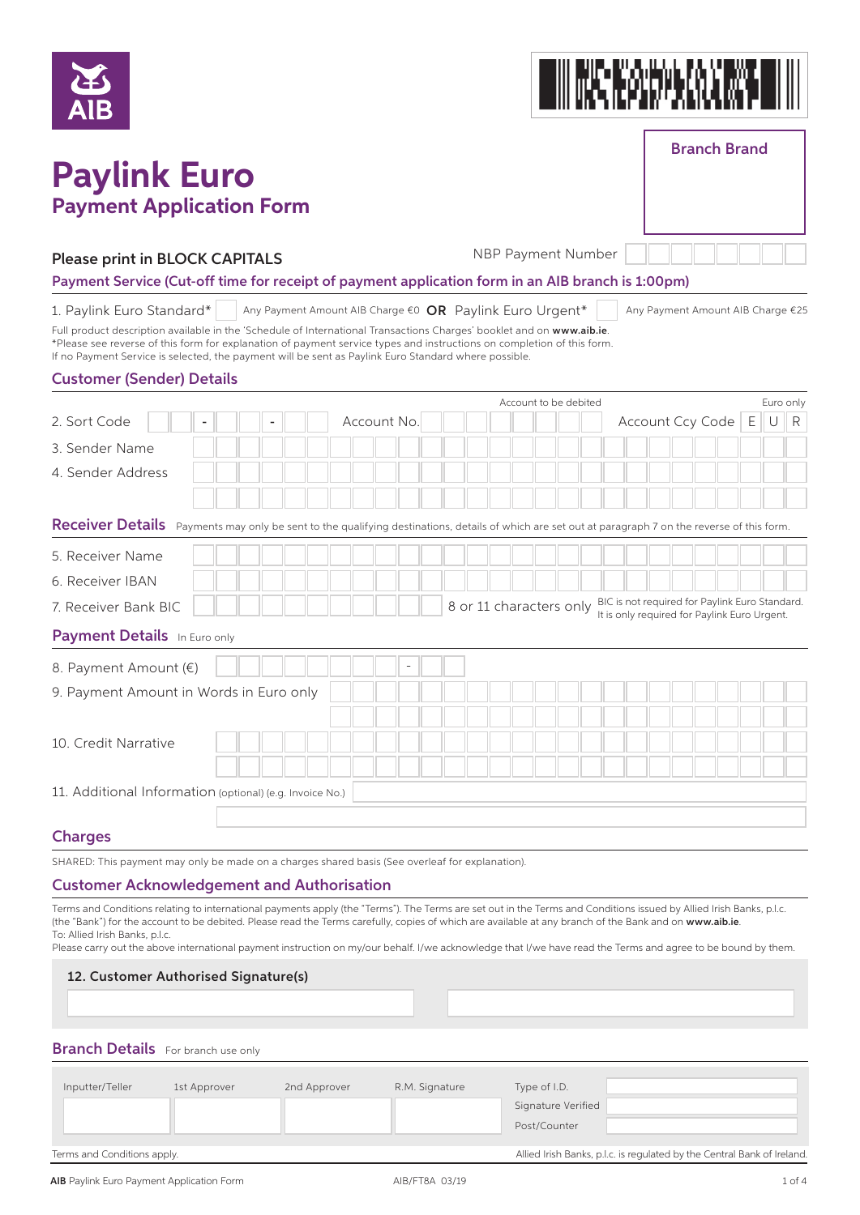AIB

# Paylink Euro

## Payment Application Form

Branch Brand

**Please print in BLOCK CAPITALS**

NBP Payment Number

### Payment Service (Cut-off time for receipt of payment application form in an AIB branch is 1:00pm)

1. Paylink Euro Standard* ☐ Any Payment Amount AIB Charge €0 **OR** Paylink Euro Urgent* ☐ Any Payment Amount AIB Charge €25

Full product description available in the 'Schedule of International Transactions Charges' booklet and on **www.aib.ie**.
*Please see reverse of this form for explanation of payment service types and instructions on completion of this form.
If no Payment Service is selected, the payment will be sent as Paylink Euro Standard where possible.

### Customer (Sender) Details

2. Sort Code - - Account No. (Account to be debited) Account Ccy Code E U R (Euro only)

3. Sender Name

4. Sender Address

### Receiver Details

Payments may only be sent to the qualifying destinations, details of which are set out at paragraph 7 on the reverse of this form.

5. Receiver Name

6. Receiver IBAN

7. Receiver Bank BIC — 8 or 11 characters only — BIC is not required for Paylink Euro Standard. It is only required for Paylink Euro Urgent.

### Payment Details

In Euro only

8. Payment Amount (€) -

9. Payment Amount in Words in Euro only

10. Credit Narrative

11. Additional Information (optional) (e.g. Invoice No.)

### Charges

SHARED: This payment may only be made on a charges shared basis (See overleaf for explanation).

### Customer Acknowledgement and Authorisation

Terms and Conditions relating to international payments apply (the "Terms"). The Terms are set out in the Terms and Conditions issued by Allied Irish Banks, p.l.c. (the "Bank") for the account to be debited. Please read the Terms carefully, copies of which are available at any branch of the Bank and on **www.aib.ie**.
To: Allied Irish Banks, p.l.c.
Please carry out the above international payment instruction on my/our behalf. I/we acknowledge that I/we have read the Terms and agree to be bound by them.

**12. Customer Authorised Signature(s)**

### Branch Details

For branch use only

| Inputter/Teller | 1st Approver | 2nd Approver | R.M. Signature | Type of I.D. | |
|---|---|---|---|---|---|
| | | | | Signature Verified | |
| | | | | Post/Counter | |

Terms and Conditions apply.

Allied Irish Banks, p.l.c. is regulated by the Central Bank of Ireland.

**AIB** Paylink Euro Payment Application Form AIB/FT8A 03/19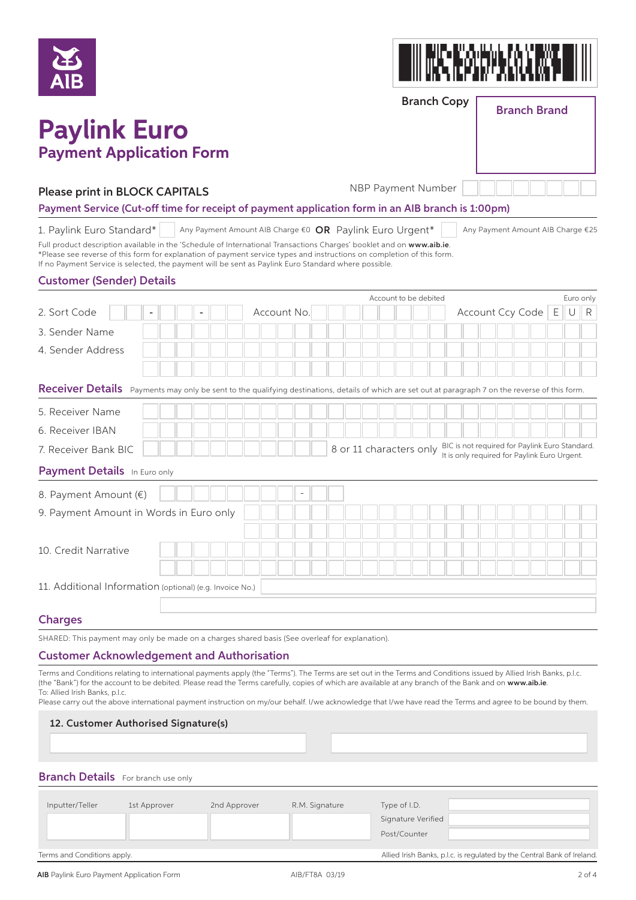AIB

Branch Copy

Branch Brand

# Paylink Euro
## Payment Application Form

**Please print in BLOCK CAPITALS**

NBP Payment Number

### Payment Service (Cut-off time for receipt of payment application form in an AIB branch is 1:00pm)

1. Paylink Euro Standard* ☐ Any Payment Amount AIB Charge €0 **OR** Paylink Euro Urgent* ☐ Any Payment Amount AIB Charge €25

Full product description available in the 'Schedule of International Transactions Charges' booklet and on **www.aib.ie**.
*Please see reverse of this form for explanation of payment service types and instructions on completion of this form.
If no Payment Service is selected, the payment will be sent as Paylink Euro Standard where possible.

### Customer (Sender) Details

2. Sort Code __ - __ - __ Account No. (Account to be debited) Account Ccy Code (Euro only) E U R

3. Sender Name

4. Sender Address

### Receiver Details

Payments may only be sent to the qualifying destinations, details of which are set out at paragraph 7 on the reverse of this form.

5. Receiver Name

6. Receiver IBAN

7. Receiver Bank BIC — 8 or 11 characters only — BIC is not required for Paylink Euro Standard. It is only required for Paylink Euro Urgent.

### Payment Details

In Euro only

8. Payment Amount (€)

9. Payment Amount in Words in Euro only

10. Credit Narrative

11. Additional Information (optional) (e.g. Invoice No.)

### Charges

SHARED: This payment may only be made on a charges shared basis (See overleaf for explanation).

### Customer Acknowledgement and Authorisation

Terms and Conditions relating to international payments apply (the "Terms"). The Terms are set out in the Terms and Conditions issued by Allied Irish Banks, p.l.c. (the "Bank") for the account to be debited. Please read the Terms carefully, copies of which are available at any branch of the Bank and on **www.aib.ie**.
To: Allied Irish Banks, p.l.c.
Please carry out the above international payment instruction on my/our behalf. I/we acknowledge that I/we have read the Terms and agree to be bound by them.

**12. Customer Authorised Signature(s)**

### Branch Details

For branch use only

| Inputter/Teller | 1st Approver | 2nd Approver | R.M. Signature | Type of I.D. | |
|---|---|---|---|---|---|
| | | | | Signature Verified | |
| | | | | Post/Counter | |

Terms and Conditions apply.

Allied Irish Banks, p.l.c. is regulated by the Central Bank of Ireland.

**AIB** Paylink Euro Payment Application Form AIB/FT8A 03/19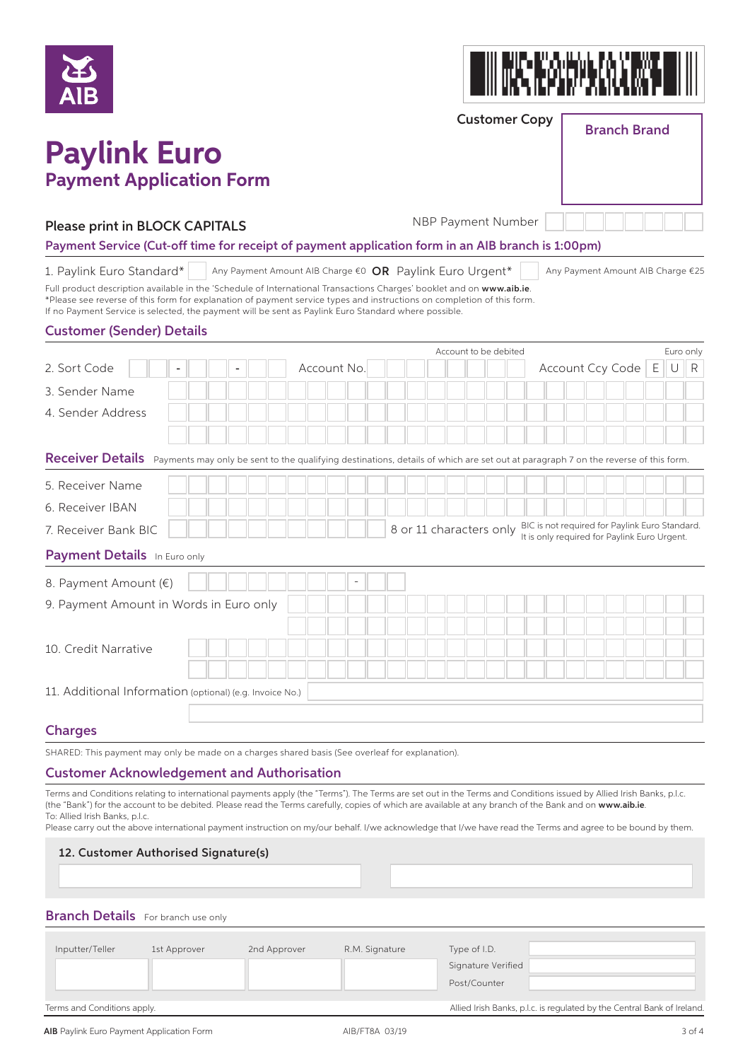AIB

Customer Copy

Branch Brand

# Paylink Euro
## Payment Application Form

**Please print in BLOCK CAPITALS**

NBP Payment Number

### Payment Service (Cut-off time for receipt of payment application form in an AIB branch is 1:00pm)

1. Paylink Euro Standard* ☐ Any Payment Amount AIB Charge €0 **OR** Paylink Euro Urgent* ☐ Any Payment Amount AIB Charge €25

Full product description available in the 'Schedule of International Transactions Charges' booklet and on **www.aib.ie**.
*Please see reverse of this form for explanation of payment service types and instructions on completion of this form.
If no Payment Service is selected, the payment will be sent as Paylink Euro Standard where possible.

### Customer (Sender) Details

Account to be debited | Euro only

2. Sort Code ___ - ___ - ___ Account No. ________ Account Ccy Code E U R

3. Sender Name

4. Sender Address

### Receiver Details
Payments may only be sent to the qualifying destinations, details of which are set out at paragraph 7 on the reverse of this form.

5. Receiver Name

6. Receiver IBAN

7. Receiver Bank BIC ________ 8 or 11 characters only — BIC is not required for Paylink Euro Standard. It is only required for Paylink Euro Urgent.

### Payment Details
In Euro only

8. Payment Amount (€) ________ - ___

9. Payment Amount in Words in Euro only

10. Credit Narrative

11. Additional Information (optional) (e.g. Invoice No.)

### Charges

SHARED: This payment may only be made on a charges shared basis (See overleaf for explanation).

### Customer Acknowledgement and Authorisation

Terms and Conditions relating to international payments apply (the "Terms"). The Terms are set out in the Terms and Conditions issued by Allied Irish Banks, p.l.c. (the "Bank") for the account to be debited. Please read the Terms carefully, copies of which are available at any branch of the Bank and on **www.aib.ie**.
To: Allied Irish Banks, p.l.c.
Please carry out the above international payment instruction on my/our behalf. I/we acknowledge that I/we have read the Terms and agree to be bound by them.

**12. Customer Authorised Signature(s)**

### Branch Details
For branch use only

| Inputter/Teller | 1st Approver | 2nd Approver | R.M. Signature | Type of I.D. | |
|---|---|---|---|---|---|
| | | | | Signature Verified | |
| | | | | Post/Counter | |

Terms and Conditions apply.

Allied Irish Banks, p.l.c. is regulated by the Central Bank of Ireland.

**AIB** Paylink Euro Payment Application Form AIB/FT8A 03/19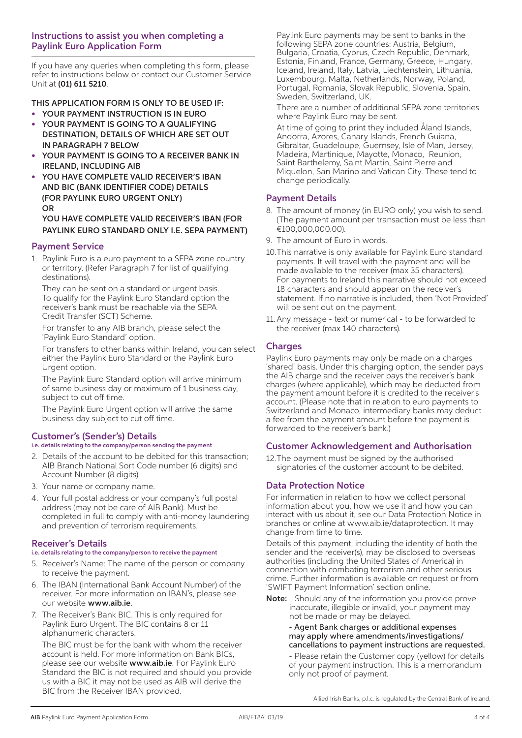## Instructions to assist you when completing a Paylink Euro Application Form

If you have any queries when completing this form, please refer to instructions below or contact our Customer Service Unit at **(01) 611 5210**.

**THIS APPLICATION FORM IS ONLY TO BE USED IF:**

- **YOUR PAYMENT INSTRUCTION IS IN EURO**
- **YOUR PAYMENT IS GOING TO A QUALIFYING DESTINATION, DETAILS OF WHICH ARE SET OUT IN PARAGRAPH 7 BELOW**
- **YOUR PAYMENT IS GOING TO A RECEIVER BANK IN IRELAND, INCLUDING AIB**
- **YOU HAVE COMPLETE VALID RECEIVER'S IBAN AND BIC (BANK IDENTIFIER CODE) DETAILS (FOR PAYLINK EURO URGENT ONLY)**
  **OR**
  **YOU HAVE COMPLETE VALID RECEIVER'S IBAN (FOR PAYLINK EURO STANDARD ONLY I.E. SEPA PAYMENT)**

### Payment Service

1. Paylink Euro is a euro payment to a SEPA zone country or territory. (Refer Paragraph 7 for list of qualifying destinations).

   They can be sent on a standard or urgent basis. To qualify for the Paylink Euro Standard option the receiver's bank must be reachable via the SEPA Credit Transfer (SCT) Scheme.

   For transfer to any AIB branch, please select the 'Paylink Euro Standard' option.

   For transfers to other banks within Ireland, you can select either the Paylink Euro Standard or the Paylink Euro Urgent option.

   The Paylink Euro Standard option will arrive minimum of same business day or maximum of 1 business day, subject to cut off time.

   The Paylink Euro Urgent option will arrive the same business day subject to cut off time.

### Customer's (Sender's) Details

**i.e. details relating to the company/person sending the payment**

2. Details of the account to be debited for this transaction; AIB Branch National Sort Code number (6 digits) and Account Number (8 digits).
3. Your name or company name.
4. Your full postal address or your company's full postal address (may not be care of AIB Bank). Must be completed in full to comply with anti-money laundering and prevention of terrorism requirements.

### Receiver's Details

**i.e. details relating to the company/person to receive the payment**

5. Receiver's Name: The name of the person or company to receive the payment.
6. The IBAN (International Bank Account Number) of the receiver. For more information on IBAN's, please see our website **www.aib.ie**.
7. The Receiver's Bank BIC. This is only required for Paylink Euro Urgent. The BIC contains 8 or 11 alphanumeric characters.

   The BIC must be for the bank with whom the receiver account is held. For more information on Bank BICs, please see our website **www.aib.ie**. For Paylink Euro Standard the BIC is not required and should you provide us with a BIC it may not be used as AIB will derive the BIC from the Receiver IBAN provided.

   Paylink Euro payments may be sent to banks in the following SEPA zone countries: Austria, Belgium, Bulgaria, Croatia, Cyprus, Czech Republic, Denmark, Estonia, Finland, France, Germany, Greece, Hungary, Iceland, Ireland, Italy, Latvia, Liechtenstein, Lithuania, Luxembourg, Malta, Netherlands, Norway, Poland, Portugal, Romania, Slovak Republic, Slovenia, Spain, Sweden, Switzerland, UK.

   There are a number of additional SEPA zone territories where Paylink Euro may be sent.

   At time of going to print they included Åland Islands, Andorra, Azores, Canary Islands, French Guiana, Gibraltar, Guadeloupe, Guernsey, Isle of Man, Jersey, Madeira, Martinique, Mayotte, Monaco, Reunion, Saint Barthelemy, Saint Martin, Saint Pierre and Miquelon, San Marino and Vatican City. These tend to change periodically.

### Payment Details

8. The amount of money (in EURO only) you wish to send. (The payment amount per transaction must be less than €100,000,000.00).
9. The amount of Euro in words.
10. This narrative is only available for Paylink Euro standard payments. It will travel with the payment and will be made available to the receiver (max 35 characters). For payments to Ireland this narrative should not exceed 18 characters and should appear on the receiver's statement. If no narrative is included, then 'Not Provided' will be sent out on the payment.
11. Any message - text or numerical - to be forwarded to the receiver (max 140 characters).

### Charges

Paylink Euro payments may only be made on a charges 'shared' basis. Under this charging option, the sender pays the AIB charge and the receiver pays the receiver's bank charges (where applicable), which may be deducted from the payment amount before it is credited to the receiver's account. (Please note that in relation to euro payments to Switzerland and Monaco, intermediary banks may deduct a fee from the payment amount before the payment is forwarded to the receiver's bank.)

### Customer Acknowledgement and Authorisation

12. The payment must be signed by the authorised signatories of the customer account to be debited.

### Data Protection Notice

For information in relation to how we collect personal information about you, how we use it and how you can interact with us about it, see our Data Protection Notice in branches or online at www.aib.ie/dataprotection. It may change from time to time.

Details of this payment, including the identity of both the sender and the receiver(s), may be disclosed to overseas authorities (including the United States of America) in connection with combating terrorism and other serious crime. Further information is available on request or from 'SWIFT Payment Information' section online.

**Note:** - Should any of the information you provide prove inaccurate, illegible or invalid, your payment may not be made or may be delayed.

**- Agent Bank charges or additional expenses may apply where amendments/investigations/cancellations to payment instructions are requested.**

- Please retain the Customer copy (yellow) for details of your payment instruction. This is a memorandum only not proof of payment.

Allied Irish Banks, p.l.c. is regulated by the Central Bank of Ireland.